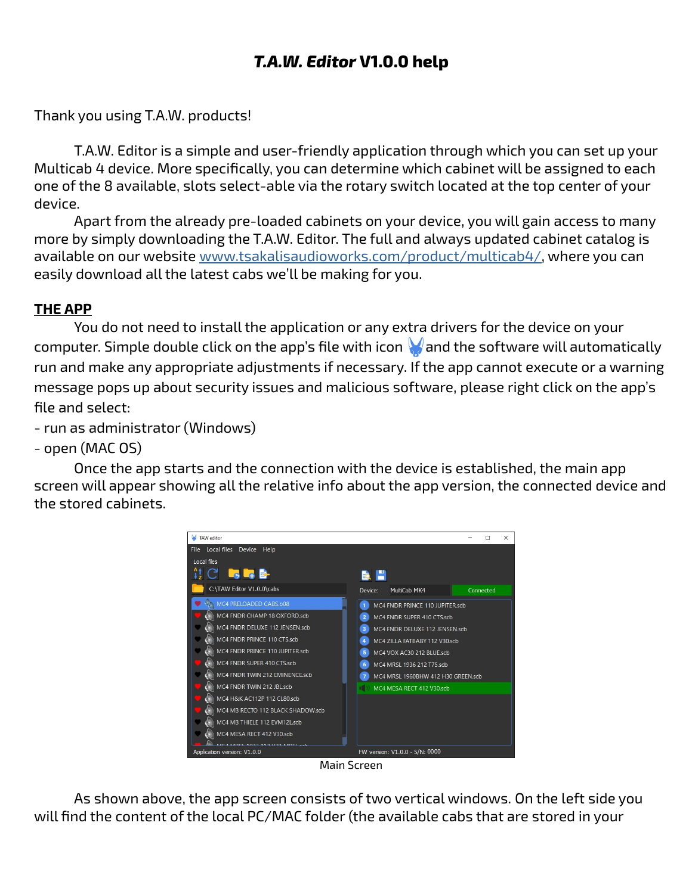# *T.A.W. Editor* V1.0.0 help

Thank you using T.A.W. products!

T.A.W. Editor is a simple and user-friendly application through which you can set up your Multicab 4 device. More specifically, you can determine which cabinet will be assigned to each one of the 8 available, slots select-able via the rotary switch located at the top center of your device.

Apart from the already pre-loaded cabinets on your device, you will gain access to many more by simply downloading the T.A.W. Editor. The full and always updated cabinet catalog is available on our website [www.tsakalisaudioworks.com/product/multicab4/](www.tsakalisaudioworks.com/product/multicab4/), where you can easily download all the latest cabs we'll be making for you.

## THE APP

You do not need to install the application or any extra drivers for the device on your computer. Simple double click on the app's file with icon and the software will automatically run and make any appropriate adjustments if necessary. If the app cannot execute or a warning message pops up about security issues and malicious software, please right click on the app's file and select:

- run as administrator (Windows)
- open (MAC OS)

Once the app starts and the connection with the device is established, the main app screen will appear showing all the relative info about the app version, the connected device and the stored cabinets.

Main Screen

As shown above, the app screen consists of two vertical windows. On the left side you will find the content of the local PC/MAC folder (the available cabs that are stored in your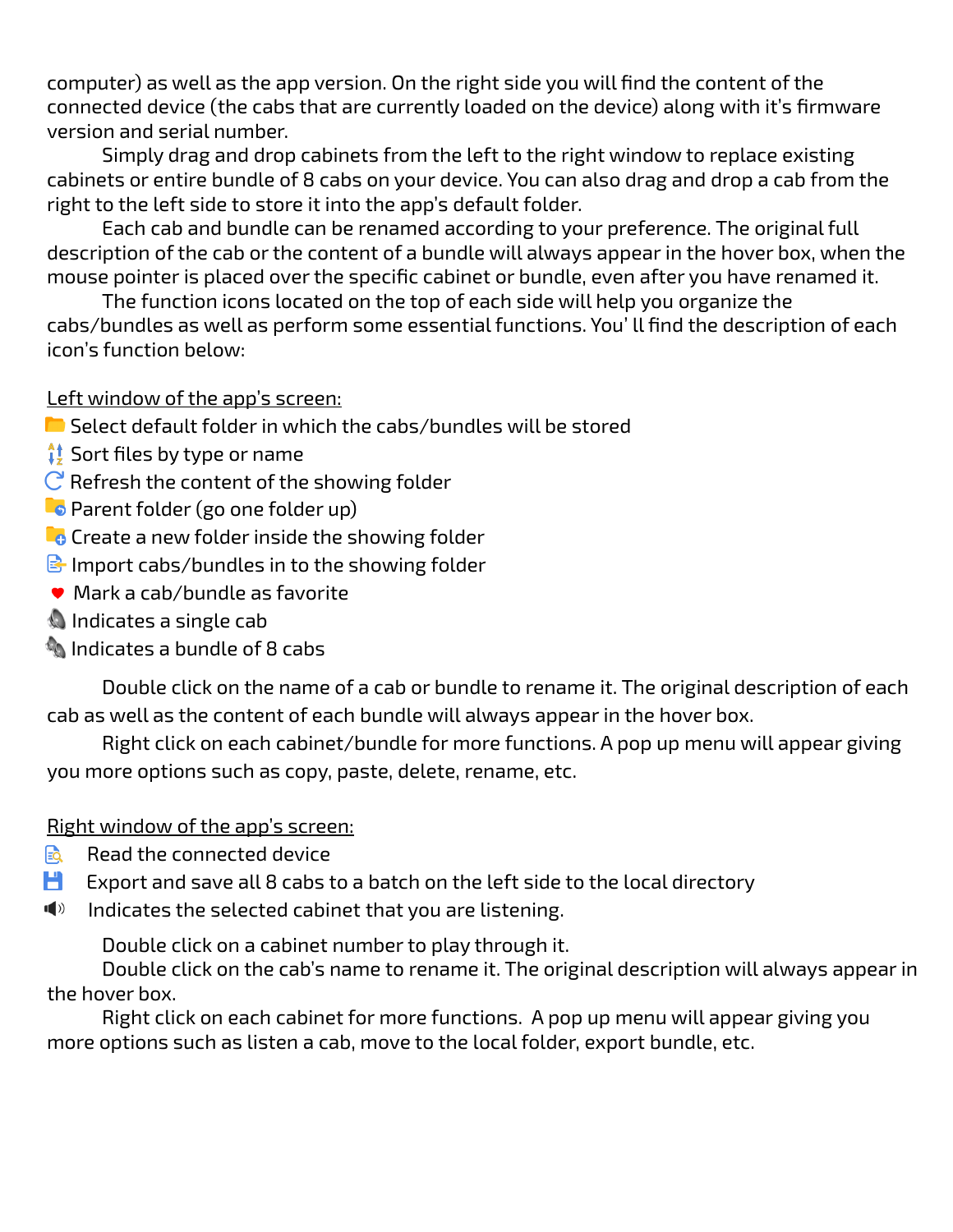computer) as well as the app version. On the right side you will find the content of the connected device (the cabs that are currently loaded on the device) along with it's firmware version and serial number.

Simply drag and drop cabinets from the left to the right window to replace existing cabinets or entire bundle of 8 cabs on your device. You can also drag and drop a cab from the right to the left side to store it into the app's default folder.

Each cab and bundle can be renamed according to your preference. The original full description of the cab or the content of a bundle will always appear in the hover box, when the mouse pointer is placed over the specific cabinet or bundle, even after you have renamed it.

The function icons located on the top of each side will help you organize the cabs/bundles as well as perform some essential functions. You' ll find the description of each icon's function below:

Left window of the app's screen:

- Select default folder in which the cabs/bundles will be stored
- Sort files by type or name
- Refresh the content of the showing folder
- Parent folder (go one folder up)
- Create a new folder inside the showing folder
- Import cabs/bundles in to the showing folder
- Mark a cab/bundle as favorite
- Indicates a single cab
- Indicates a bundle of 8 cabs

Double click on the name of a cab or bundle to rename it. The original description of each cab as well as the content of each bundle will always appear in the hover box.

Right click on each cabinet/bundle for more functions. A pop up menu will appear giving you more options such as copy, paste, delete, rename, etc.

Right window of the app's screen:

- Read the connected device
- Export and save all 8 cabs to a batch on the left side to the local directory
- Indicates the selected cabinet that you are listening.

Double click on a cabinet number to play through it.

Double click on the cab's name to rename it. The original description will always appear in the hover box.

Right click on each cabinet for more functions. A pop up menu will appear giving you more options such as listen a cab, move to the local folder, export bundle, etc.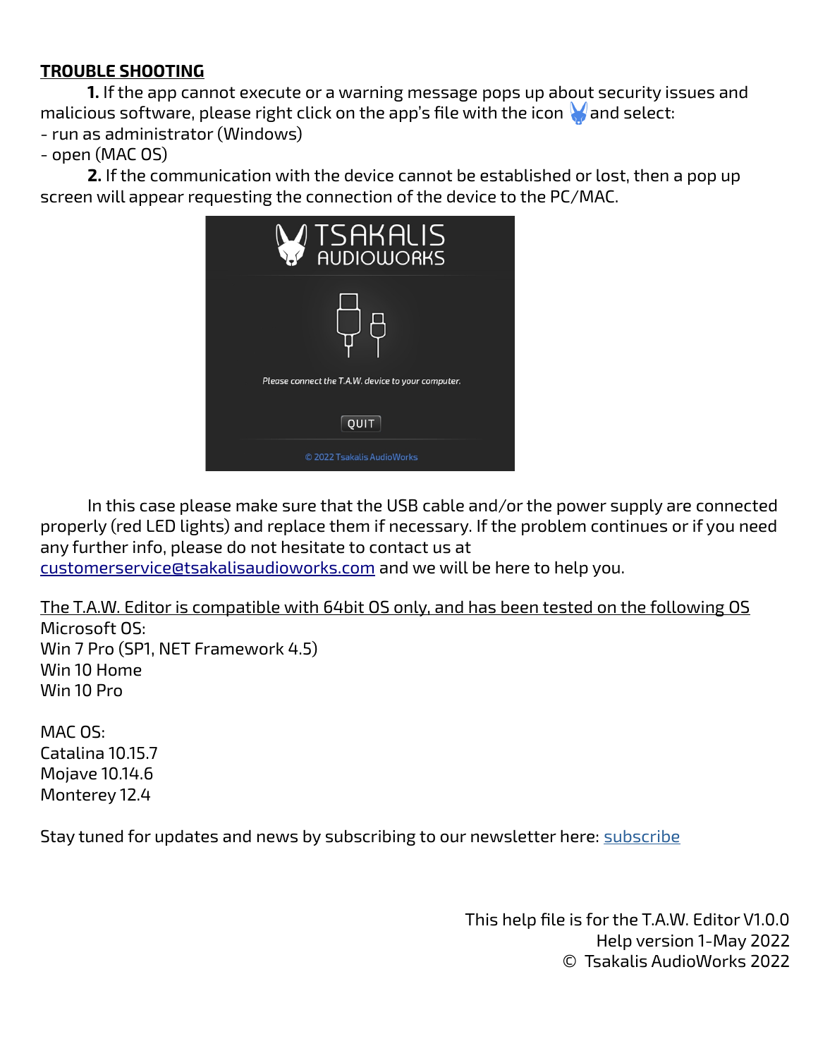**TROUBLE SHOOTING**

**1.** If the app cannot execute or a warning message pops up about security issues and malicious software, please right click on the app's file with the icon and select:

- run as administrator (Windows)
- open (MAC OS)

**2.** If the communication with the device cannot be established or lost, then a pop up screen will appear requesting the connection of the device to the PC/MAC.

In this case please make sure that the USB cable and/or the power supply are connected properly (red LED lights) and replace them if necessary. If the problem continues or if you need any further info, please do not hesitate to contact us at customerservice@tsakalisaudioworks.com and we will be here to help you.

The T.A.W. Editor is compatible with 64bit OS only, and has been tested on the following OS

Microsoft OS:
Win 7 Pro (SP1, NET Framework 4.5)
Win 10 Home
Win 10 Pro

MAC OS:
Catalina 10.15.7
Mojave 10.14.6
Monterey 12.4

Stay tuned for updates and news by subscribing to our newsletter here: subscribe

This help file is for the T.A.W. Editor V1.0.0
Help version 1-May 2022
© Tsakalis AudioWorks 2022